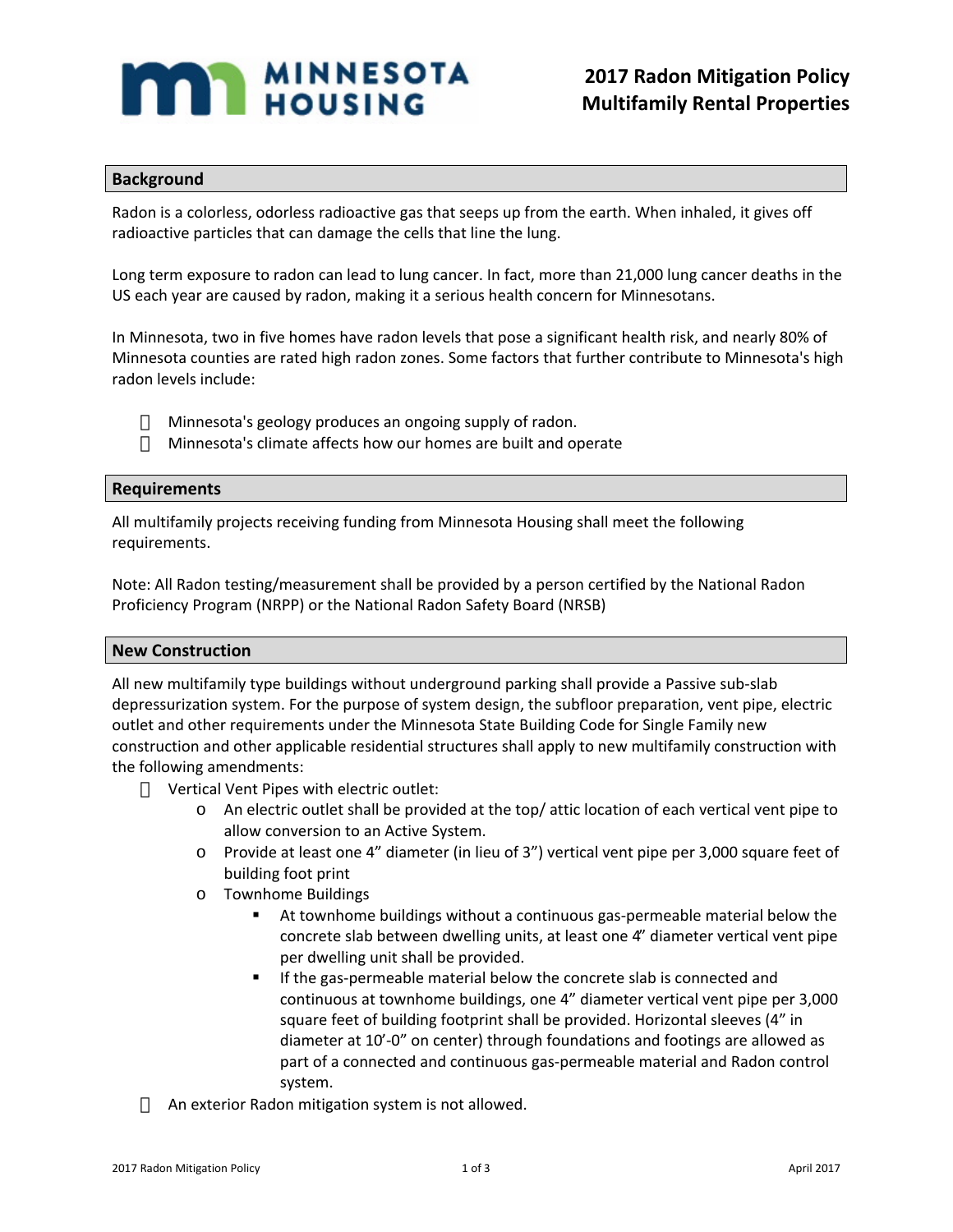# 2017 Radon Mitigation Policy
# Multifamily Rental Properties

## Background

Radon is a colorless, odorless radioactive gas that seeps up from the earth. When inhaled, it gives off radioactive particles that can damage the cells that line the lung.

Long term exposure to radon can lead to lung cancer. In fact, more than 21,000 lung cancer deaths in the US each year are caused by radon, making it a serious health concern for Minnesotans.

In Minnesota, two in five homes have radon levels that pose a significant health risk, and nearly 80% of Minnesota counties are rated high radon zones. Some factors that further contribute to Minnesota's high radon levels include:

- Minnesota's geology produces an ongoing supply of radon.
- Minnesota's climate affects how our homes are built and operate

## Requirements

All multifamily projects receiving funding from Minnesota Housing shall meet the following requirements.

Note: All Radon testing/measurement shall be provided by a person certified by the National Radon Proficiency Program (NRPP) or the National Radon Safety Board (NRSB)

## New Construction

All new multifamily type buildings without underground parking shall provide a Passive sub-slab depressurization system. For the purpose of system design, the subfloor preparation, vent pipe, electric outlet and other requirements under the Minnesota State Building Code for Single Family new construction and other applicable residential structures shall apply to new multifamily construction with the following amendments:

- Vertical Vent Pipes with electric outlet:
  - An electric outlet shall be provided at the top/ attic location of each vertical vent pipe to allow conversion to an Active System.
  - Provide at least one 4" diameter (in lieu of 3") vertical vent pipe per 3,000 square feet of building foot print
  - Townhome Buildings
    - At townhome buildings without a continuous gas-permeable material below the concrete slab between dwelling units, at least one 4" diameter vertical vent pipe per dwelling unit shall be provided.
    - If the gas-permeable material below the concrete slab is connected and continuous at townhome buildings, one 4" diameter vertical vent pipe per 3,000 square feet of building footprint shall be provided. Horizontal sleeves (4" in diameter at 10'-0" on center) through foundations and footings are allowed as part of a connected and continuous gas-permeable material and Radon control system.
- An exterior Radon mitigation system is not allowed.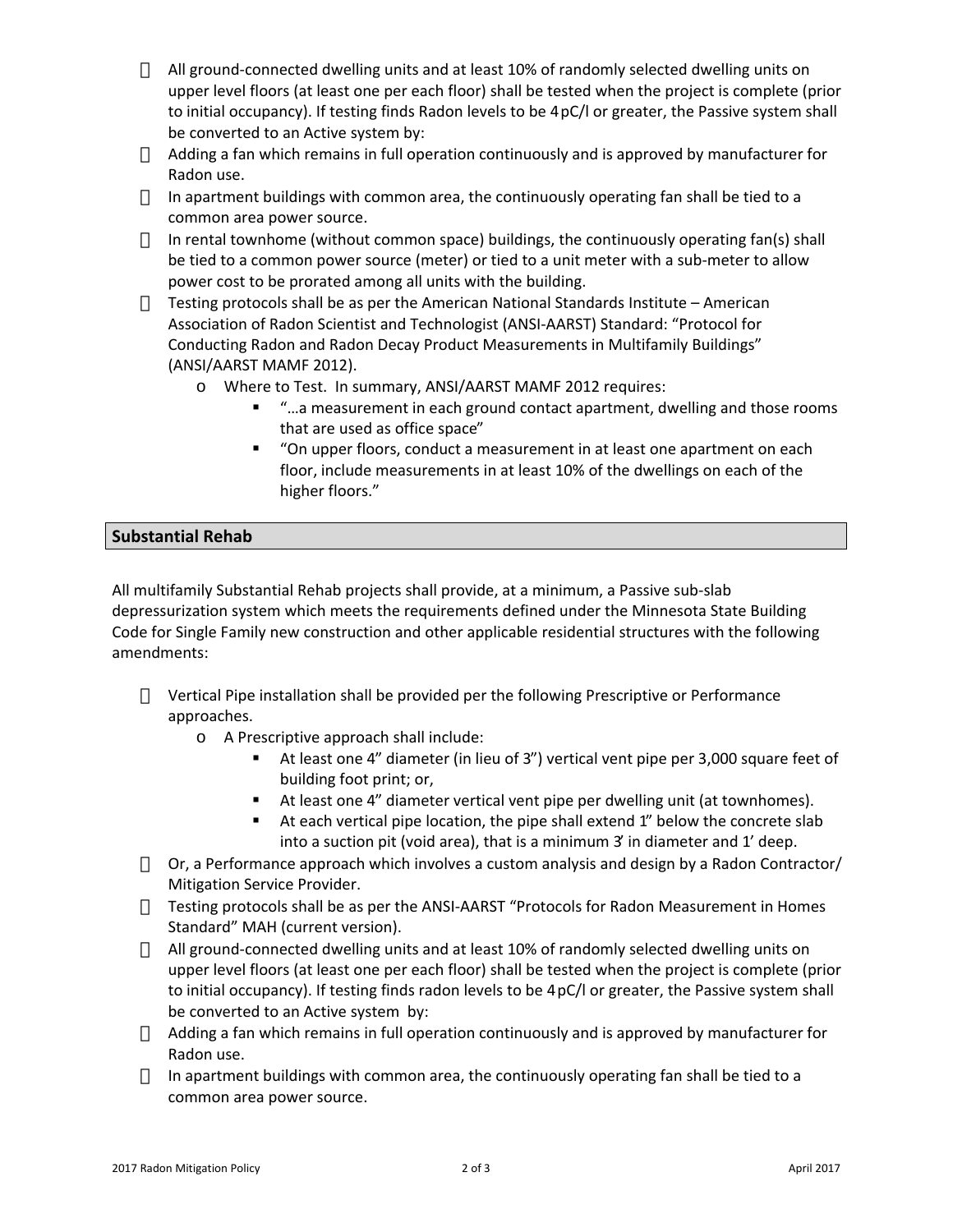- All ground-connected dwelling units and at least 10% of randomly selected dwelling units on upper level floors (at least one per each floor) shall be tested when the project is complete (prior to initial occupancy). If testing finds Radon levels to be 4 pC/l or greater, the Passive system shall be converted to an Active system by:
- Adding a fan which remains in full operation continuously and is approved by manufacturer for Radon use.
- In apartment buildings with common area, the continuously operating fan shall be tied to a common area power source.
- In rental townhome (without common space) buildings, the continuously operating fan(s) shall be tied to a common power source (meter) or tied to a unit meter with a sub-meter to allow power cost to be prorated among all units with the building.
- Testing protocols shall be as per the American National Standards Institute – American Association of Radon Scientist and Technologist (ANSI-AARST) Standard: "Protocol for Conducting Radon and Radon Decay Product Measurements in Multifamily Buildings" (ANSI/AARST MAMF 2012).
  - Where to Test. In summary, ANSI/AARST MAMF 2012 requires:
    - "…a measurement in each ground contact apartment, dwelling and those rooms that are used as office space"
    - "On upper floors, conduct a measurement in at least one apartment on each floor, include measurements in at least 10% of the dwellings on each of the higher floors."

## Substantial Rehab

All multifamily Substantial Rehab projects shall provide, at a minimum, a Passive sub-slab depressurization system which meets the requirements defined under the Minnesota State Building Code for Single Family new construction and other applicable residential structures with the following amendments:

- Vertical Pipe installation shall be provided per the following Prescriptive or Performance approaches.
  - A Prescriptive approach shall include:
    - At least one 4" diameter (in lieu of 3") vertical vent pipe per 3,000 square feet of building foot print; or,
    - At least one 4" diameter vertical vent pipe per dwelling unit (at townhomes).
    - At each vertical pipe location, the pipe shall extend 1" below the concrete slab into a suction pit (void area), that is a minimum 3' in diameter and 1' deep.
- Or, a Performance approach which involves a custom analysis and design by a Radon Contractor/ Mitigation Service Provider.
- Testing protocols shall be as per the ANSI-AARST "Protocols for Radon Measurement in Homes Standard" MAH (current version).
- All ground-connected dwelling units and at least 10% of randomly selected dwelling units on upper level floors (at least one per each floor) shall be tested when the project is complete (prior to initial occupancy). If testing finds radon levels to be 4 pC/l or greater, the Passive system shall be converted to an Active system by:
- Adding a fan which remains in full operation continuously and is approved by manufacturer for Radon use.
- In apartment buildings with common area, the continuously operating fan shall be tied to a common area power source.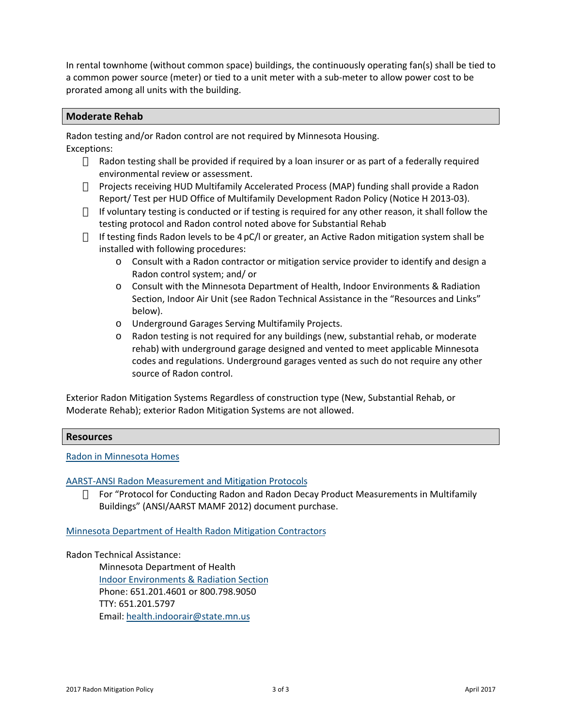In rental townhome (without common space) buildings, the continuously operating fan(s) shall be tied to a common power source (meter) or tied to a unit meter with a sub-meter to allow power cost to be prorated among all units with the building.

## Moderate Rehab

Radon testing and/or Radon control are not required by Minnesota Housing.
Exceptions:

- Radon testing shall be provided if required by a loan insurer or as part of a federally required environmental review or assessment.
- Projects receiving HUD Multifamily Accelerated Process (MAP) funding shall provide a Radon Report/ Test per HUD Office of Multifamily Development Radon Policy (Notice H 2013-03).
- If voluntary testing is conducted or if testing is required for any other reason, it shall follow the testing protocol and Radon control noted above for Substantial Rehab
- If testing finds Radon levels to be 4 pC/l or greater, an Active Radon mitigation system shall be installed with following procedures:
  - Consult with a Radon contractor or mitigation service provider to identify and design a Radon control system; and/ or
  - Consult with the Minnesota Department of Health, Indoor Environments & Radiation Section, Indoor Air Unit (see Radon Technical Assistance in the “Resources and Links” below).
  - Underground Garages Serving Multifamily Projects.
  - Radon testing is not required for any buildings (new, substantial rehab, or moderate rehab) with underground garage designed and vented to meet applicable Minnesota codes and regulations. Underground garages vented as such do not require any other source of Radon control.

Exterior Radon Mitigation Systems Regardless of construction type (New, Substantial Rehab, or Moderate Rehab); exterior Radon Mitigation Systems are not allowed.

## Resources

Radon in Minnesota Homes

AARST-ANSI Radon Measurement and Mitigation Protocols

- For “Protocol for Conducting Radon and Radon Decay Product Measurements in Multifamily Buildings” (ANSI/AARST MAMF 2012) document purchase.

Minnesota Department of Health Radon Mitigation Contractors

Radon Technical Assistance:

Minnesota Department of Health
Indoor Environments & Radiation Section
Phone: 651.201.4601 or 800.798.9050
TTY: 651.201.5797
Email: health.indoorair@state.mn.us